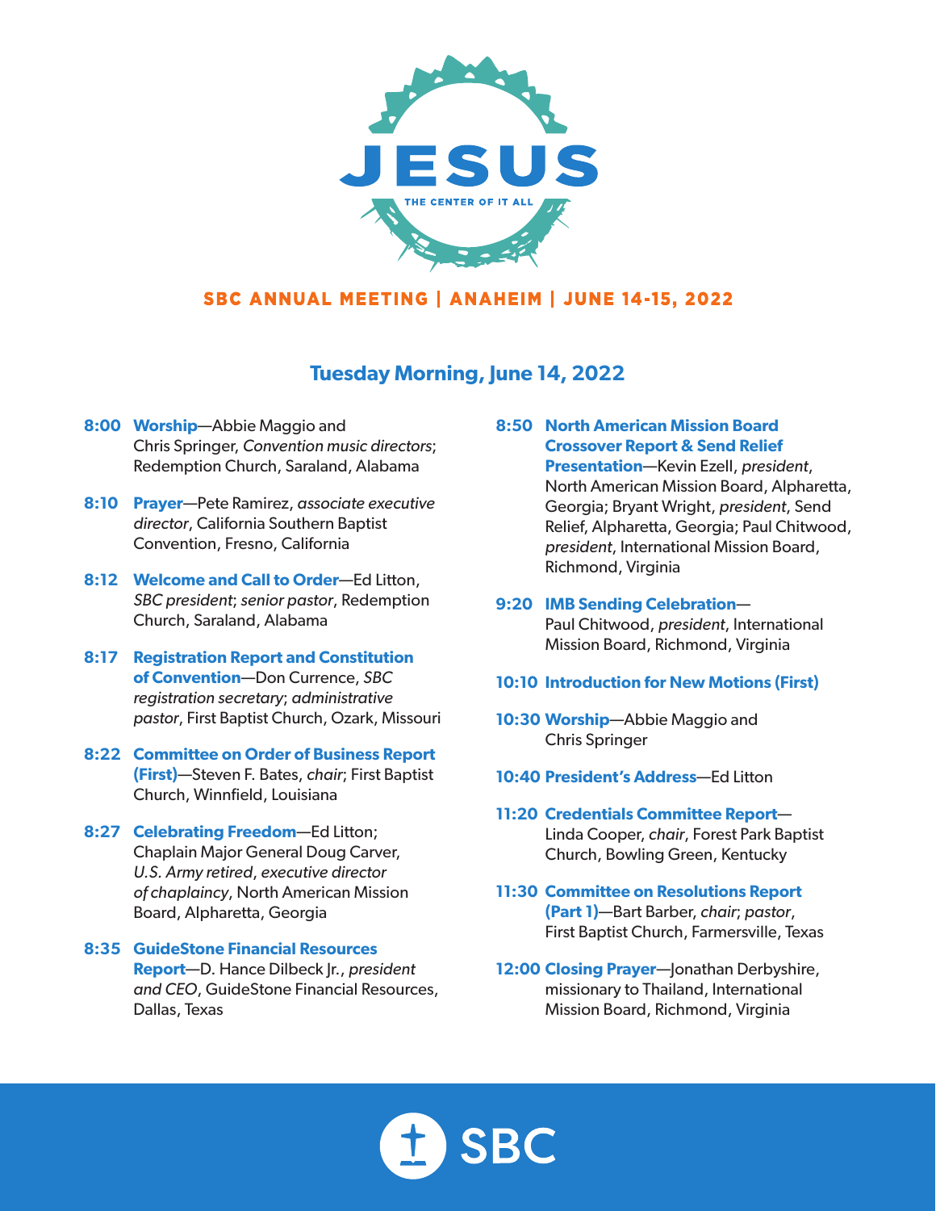# JESUS

THE CENTER OF IT ALL

**SBC ANNUAL MEETING | ANAHEIM | JUNE 14-15, 2022**

## Tuesday Morning, June 14, 2022

**8:00 Worship**—Abbie Maggio and Chris Springer, *Convention music directors*; Redemption Church, Saraland, Alabama

**8:10 Prayer**—Pete Ramirez, *associate executive director*, California Southern Baptist Convention, Fresno, California

**8:12 Welcome and Call to Order**—Ed Litton, *SBC president*; *senior pastor*, Redemption Church, Saraland, Alabama

**8:17 Registration Report and Constitution of Convention**—Don Currence, *SBC registration secretary*; *administrative pastor*, First Baptist Church, Ozark, Missouri

**8:22 Committee on Order of Business Report (First)**—Steven F. Bates, *chair*; First Baptist Church, Winnfield, Louisiana

**8:27 Celebrating Freedom**—Ed Litton; Chaplain Major General Doug Carver, *U.S. Army retired*, *executive director of chaplaincy*, North American Mission Board, Alpharetta, Georgia

**8:35 GuideStone Financial Resources Report**—D. Hance Dilbeck Jr., *president and CEO*, GuideStone Financial Resources, Dallas, Texas

**8:50 North American Mission Board Crossover Report & Send Relief Presentation**—Kevin Ezell, *president*, North American Mission Board, Alpharetta, Georgia; Bryant Wright, *president*, Send Relief, Alpharetta, Georgia; Paul Chitwood, *president*, International Mission Board, Richmond, Virginia

**9:20 IMB Sending Celebration**—Paul Chitwood, *president*, International Mission Board, Richmond, Virginia

**10:10 Introduction for New Motions (First)**

**10:30 Worship**—Abbie Maggio and Chris Springer

**10:40 President's Address**—Ed Litton

**11:20 Credentials Committee Report**—Linda Cooper, *chair*, Forest Park Baptist Church, Bowling Green, Kentucky

**11:30 Committee on Resolutions Report (Part 1)**—Bart Barber, *chair*; *pastor*, First Baptist Church, Farmersville, Texas

**12:00 Closing Prayer**—Jonathan Derbyshire, missionary to Thailand, International Mission Board, Richmond, Virginia

SBC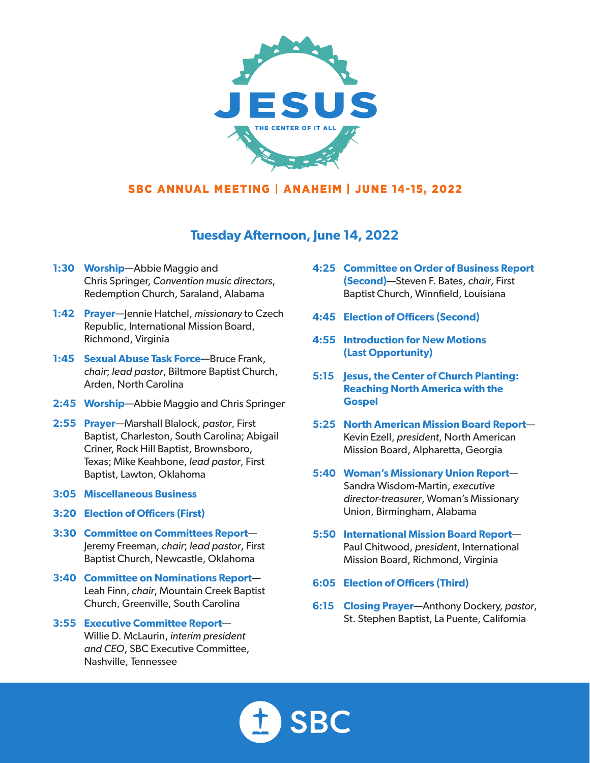# JESUS

THE CENTER OF IT ALL

**SBC ANNUAL MEETING | ANAHEIM | JUNE 14-15, 2022**

## Tuesday Afternoon, June 14, 2022

**1:30 Worship**—Abbie Maggio and Chris Springer, *Convention music directors*, Redemption Church, Saraland, Alabama

**1:42 Prayer**—Jennie Hatchel, *missionary* to Czech Republic, International Mission Board, Richmond, Virginia

**1:45 Sexual Abuse Task Force**—Bruce Frank, *chair*; *lead pastor*, Biltmore Baptist Church, Arden, North Carolina

**2:45 Worship**—Abbie Maggio and Chris Springer

**2:55 Prayer**—Marshall Blalock, *pastor*, First Baptist, Charleston, South Carolina; Abigail Criner, Rock Hill Baptist, Brownsboro, Texas; Mike Keahbone, *lead pastor*, First Baptist, Lawton, Oklahoma

**3:05 Miscellaneous Business**

**3:20 Election of Officers (First)**

**3:30 Committee on Committees Report**—Jeremy Freeman, *chair*; *lead pastor*, First Baptist Church, Newcastle, Oklahoma

**3:40 Committee on Nominations Report**—Leah Finn, *chair*, Mountain Creek Baptist Church, Greenville, South Carolina

**3:55 Executive Committee Report**—Willie D. McLaurin, *interim president and CEO*, SBC Executive Committee, Nashville, Tennessee

**4:25 Committee on Order of Business Report (Second)**—Steven F. Bates, *chair*, First Baptist Church, Winnfield, Louisiana

**4:45 Election of Officers (Second)**

**4:55 Introduction for New Motions (Last Opportunity)**

**5:15 Jesus, the Center of Church Planting: Reaching North America with the Gospel**

**5:25 North American Mission Board Report**—Kevin Ezell, *president*, North American Mission Board, Alpharetta, Georgia

**5:40 Woman's Missionary Union Report**—Sandra Wisdom-Martin, *executive director-treasurer*, Woman's Missionary Union, Birmingham, Alabama

**5:50 International Mission Board Report**—Paul Chitwood, *president*, International Mission Board, Richmond, Virginia

**6:05 Election of Officers (Third)**

**6:15 Closing Prayer**—Anthony Dockery, *pastor*, St. Stephen Baptist, La Puente, California

SBC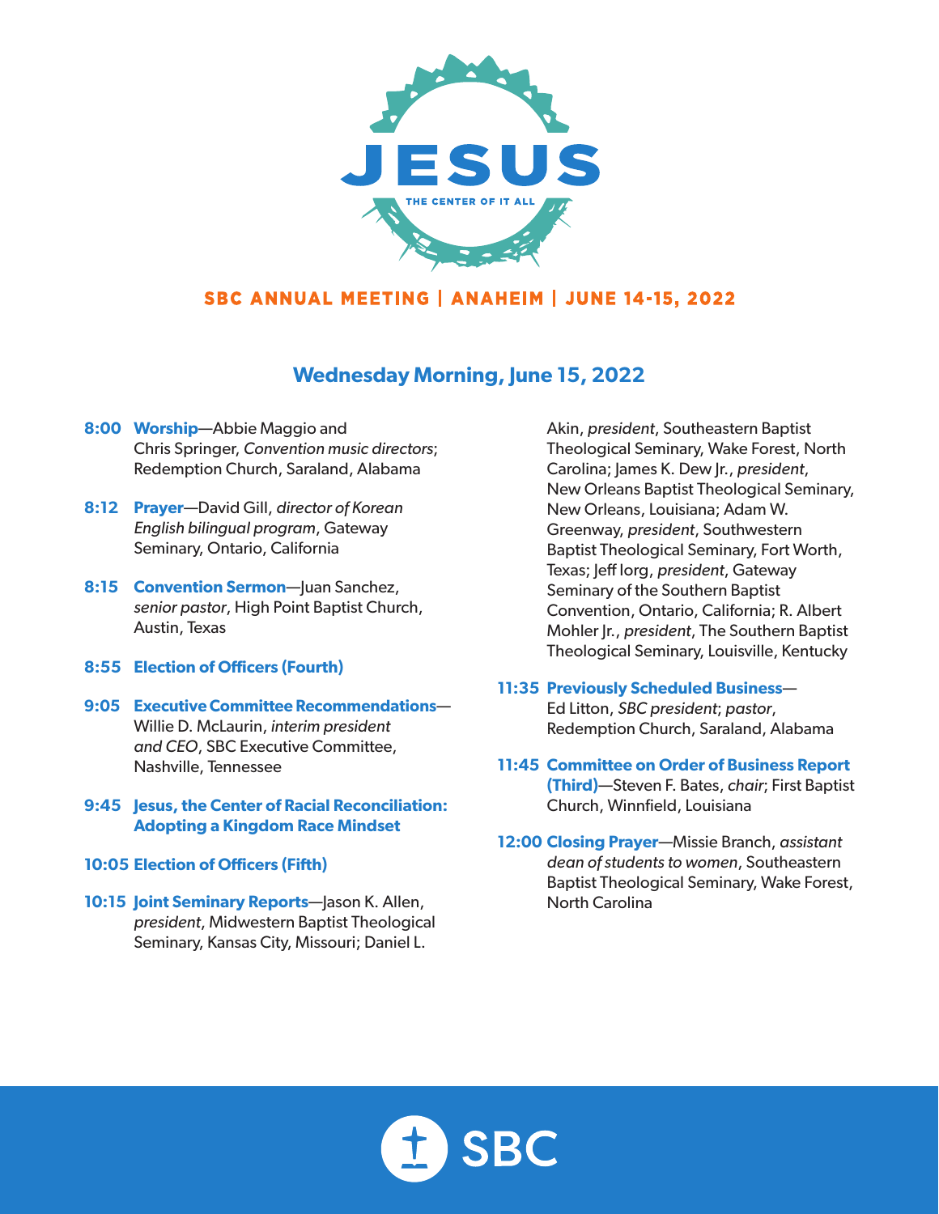# JESUS

THE CENTER OF IT ALL

**SBC ANNUAL MEETING | ANAHEIM | JUNE 14-15, 2022**

## Wednesday Morning, June 15, 2022

**8:00 Worship**—Abbie Maggio and Chris Springer, *Convention music directors*; Redemption Church, Saraland, Alabama

**8:12 Prayer**—David Gill, *director of Korean English bilingual program*, Gateway Seminary, Ontario, California

**8:15 Convention Sermon**—Juan Sanchez, *senior pastor*, High Point Baptist Church, Austin, Texas

**8:55 Election of Officers (Fourth)**

**9:05 Executive Committee Recommendations**—Willie D. McLaurin, *interim president and CEO*, SBC Executive Committee, Nashville, Tennessee

**9:45 Jesus, the Center of Racial Reconciliation: Adopting a Kingdom Race Mindset**

**10:05 Election of Officers (Fifth)**

**10:15 Joint Seminary Reports**—Jason K. Allen, *president*, Midwestern Baptist Theological Seminary, Kansas City, Missouri; Daniel L. Akin, *president*, Southeastern Baptist Theological Seminary, Wake Forest, North Carolina; James K. Dew Jr., *president*, New Orleans Baptist Theological Seminary, New Orleans, Louisiana; Adam W. Greenway, *president*, Southwestern Baptist Theological Seminary, Fort Worth, Texas; Jeff Iorg, *president*, Gateway Seminary of the Southern Baptist Convention, Ontario, California; R. Albert Mohler Jr., *president*, The Southern Baptist Theological Seminary, Louisville, Kentucky

**11:35 Previously Scheduled Business**—Ed Litton, *SBC president*; *pastor*, Redemption Church, Saraland, Alabama

**11:45 Committee on Order of Business Report (Third)**—Steven F. Bates, *chair*; First Baptist Church, Winnfield, Louisiana

**12:00 Closing Prayer**—Missie Branch, *assistant dean of students to women*, Southeastern Baptist Theological Seminary, Wake Forest, North Carolina

SBC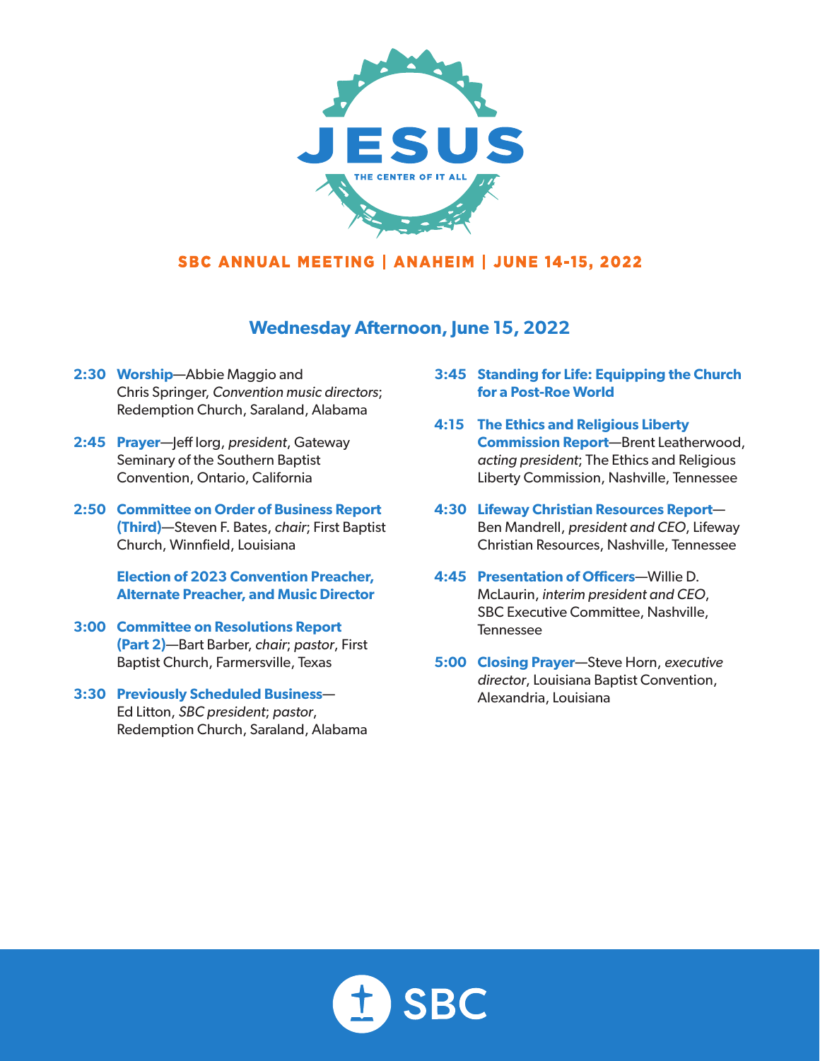JESUS

THE CENTER OF IT ALL

**SBC ANNUAL MEETING | ANAHEIM | JUNE 14-15, 2022**

## Wednesday Afternoon, June 15, 2022

**2:30 Worship**—Abbie Maggio and Chris Springer, *Convention music directors*; Redemption Church, Saraland, Alabama

**2:45 Prayer**—Jeff Iorg, *president*, Gateway Seminary of the Southern Baptist Convention, Ontario, California

**2:50 Committee on Order of Business Report (Third)**—Steven F. Bates, *chair*; First Baptist Church, Winnfield, Louisiana

**Election of 2023 Convention Preacher, Alternate Preacher, and Music Director**

**3:00 Committee on Resolutions Report (Part 2)**—Bart Barber, *chair*; *pastor*, First Baptist Church, Farmersville, Texas

**3:30 Previously Scheduled Business**—Ed Litton, *SBC president*; *pastor*, Redemption Church, Saraland, Alabama

**3:45 Standing for Life: Equipping the Church for a Post-Roe World**

**4:15 The Ethics and Religious Liberty Commission Report**—Brent Leatherwood, *acting president*; The Ethics and Religious Liberty Commission, Nashville, Tennessee

**4:30 Lifeway Christian Resources Report**—Ben Mandrell, *president and CEO*, Lifeway Christian Resources, Nashville, Tennessee

**4:45 Presentation of Officers**—Willie D. McLaurin, *interim president and CEO*, SBC Executive Committee, Nashville, Tennessee

**5:00 Closing Prayer**—Steve Horn, *executive director*, Louisiana Baptist Convention, Alexandria, Louisiana

SBC